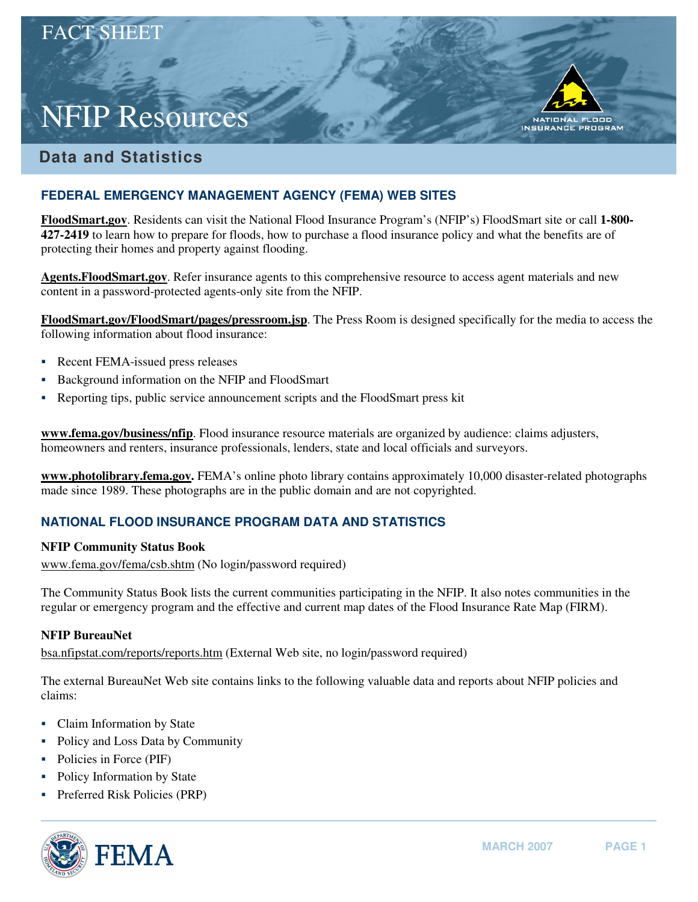FACT SHEET

# NFIP Resources

## Data and Statistics

### FEDERAL EMERGENCY MANAGEMENT AGENCY (FEMA) WEB SITES

**FloodSmart.gov**. Residents can visit the National Flood Insurance Program's (NFIP's) FloodSmart site or call **1-800-427-2419** to learn how to prepare for floods, how to purchase a flood insurance policy and what the benefits are of protecting their homes and property against flooding.

**Agents.FloodSmart.gov**. Refer insurance agents to this comprehensive resource to access agent materials and new content in a password-protected agents-only site from the NFIP.

**FloodSmart.gov/FloodSmart/pages/pressroom.jsp**. The Press Room is designed specifically for the media to access the following information about flood insurance:

- Recent FEMA-issued press releases
- Background information on the NFIP and FloodSmart
- Reporting tips, public service announcement scripts and the FloodSmart press kit

**www.fema.gov/business/nfip**. Flood insurance resource materials are organized by audience: claims adjusters, homeowners and renters, insurance professionals, lenders, state and local officials and surveyors.

**www.photolibrary.fema.gov.** FEMA's online photo library contains approximately 10,000 disaster-related photographs made since 1989. These photographs are in the public domain and are not copyrighted.

### NATIONAL FLOOD INSURANCE PROGRAM DATA AND STATISTICS

**NFIP Community Status Book**

www.fema.gov/fema/csb.shtm (No login/password required)

The Community Status Book lists the current communities participating in the NFIP. It also notes communities in the regular or emergency program and the effective and current map dates of the Flood Insurance Rate Map (FIRM).

**NFIP BureauNet**

bsa.nfipstat.com/reports/reports.htm (External Web site, no login/password required)

The external BureauNet Web site contains links to the following valuable data and reports about NFIP policies and claims:

- Claim Information by State
- Policy and Loss Data by Community
- Policies in Force (PIF)
- Policy Information by State
- Preferred Risk Policies (PRP)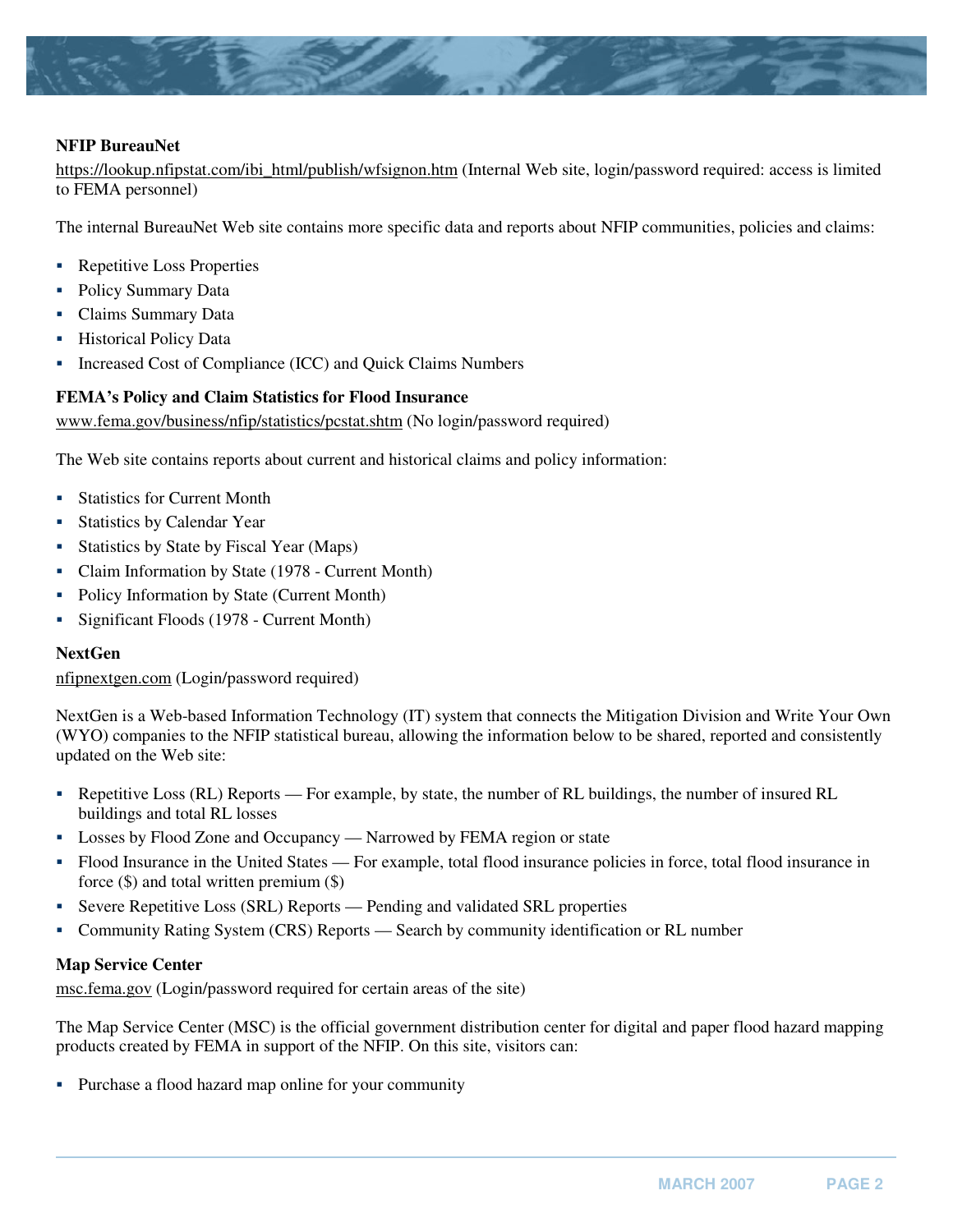**NFIP BureauNet**

https://lookup.nfipstat.com/ibi_html/publish/wfsignon.htm (Internal Web site, login/password required: access is limited to FEMA personnel)

The internal BureauNet Web site contains more specific data and reports about NFIP communities, policies and claims:

- Repetitive Loss Properties
- Policy Summary Data
- Claims Summary Data
- Historical Policy Data
- Increased Cost of Compliance (ICC) and Quick Claims Numbers

**FEMA's Policy and Claim Statistics for Flood Insurance**

www.fema.gov/business/nfip/statistics/pcstat.shtm (No login/password required)

The Web site contains reports about current and historical claims and policy information:

- Statistics for Current Month
- Statistics by Calendar Year
- Statistics by State by Fiscal Year (Maps)
- Claim Information by State (1978 - Current Month)
- Policy Information by State (Current Month)
- Significant Floods (1978 - Current Month)

**NextGen**

nfipnextgen.com (Login/password required)

NextGen is a Web-based Information Technology (IT) system that connects the Mitigation Division and Write Your Own (WYO) companies to the NFIP statistical bureau, allowing the information below to be shared, reported and consistently updated on the Web site:

- Repetitive Loss (RL) Reports — For example, by state, the number of RL buildings, the number of insured RL buildings and total RL losses
- Losses by Flood Zone and Occupancy — Narrowed by FEMA region or state
- Flood Insurance in the United States — For example, total flood insurance policies in force, total flood insurance in force ($) and total written premium ($)
- Severe Repetitive Loss (SRL) Reports — Pending and validated SRL properties
- Community Rating System (CRS) Reports — Search by community identification or RL number

**Map Service Center**

msc.fema.gov (Login/password required for certain areas of the site)

The Map Service Center (MSC) is the official government distribution center for digital and paper flood hazard mapping products created by FEMA in support of the NFIP. On this site, visitors can:

- Purchase a flood hazard map online for your community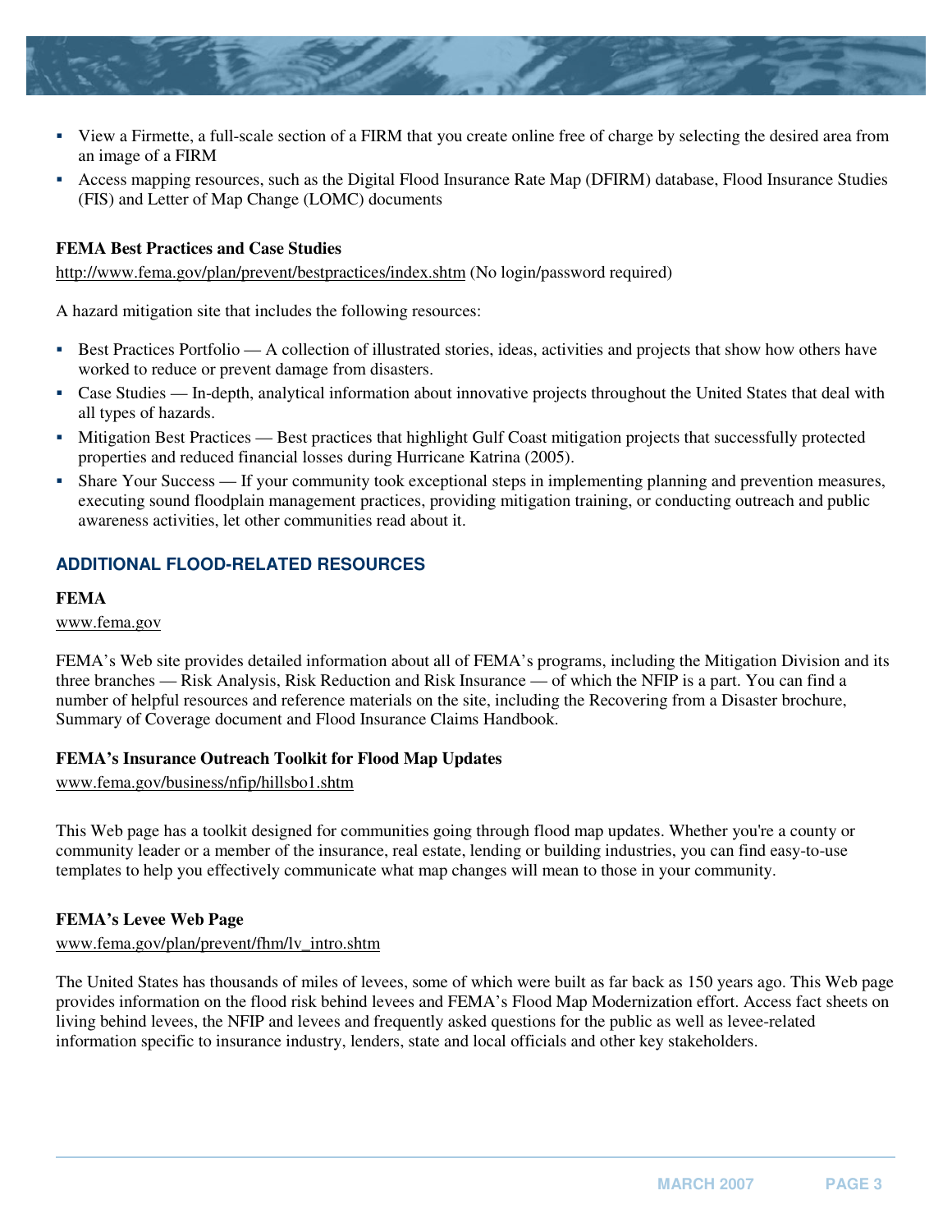- View a Firmette, a full-scale section of a FIRM that you create online free of charge by selecting the desired area from an image of a FIRM
- Access mapping resources, such as the Digital Flood Insurance Rate Map (DFIRM) database, Flood Insurance Studies (FIS) and Letter of Map Change (LOMC) documents

**FEMA Best Practices and Case Studies**

http://www.fema.gov/plan/prevent/bestpractices/index.shtm (No login/password required)

A hazard mitigation site that includes the following resources:

- Best Practices Portfolio — A collection of illustrated stories, ideas, activities and projects that show how others have worked to reduce or prevent damage from disasters.
- Case Studies — In-depth, analytical information about innovative projects throughout the United States that deal with all types of hazards.
- Mitigation Best Practices — Best practices that highlight Gulf Coast mitigation projects that successfully protected properties and reduced financial losses during Hurricane Katrina (2005).
- Share Your Success — If your community took exceptional steps in implementing planning and prevention measures, executing sound floodplain management practices, providing mitigation training, or conducting outreach and public awareness activities, let other communities read about it.

## ADDITIONAL FLOOD-RELATED RESOURCES

**FEMA**

www.fema.gov

FEMA's Web site provides detailed information about all of FEMA's programs, including the Mitigation Division and its three branches — Risk Analysis, Risk Reduction and Risk Insurance — of which the NFIP is a part. You can find a number of helpful resources and reference materials on the site, including the Recovering from a Disaster brochure, Summary of Coverage document and Flood Insurance Claims Handbook.

**FEMA's Insurance Outreach Toolkit for Flood Map Updates**

www.fema.gov/business/nfip/hillsbo1.shtm

This Web page has a toolkit designed for communities going through flood map updates. Whether you're a county or community leader or a member of the insurance, real estate, lending or building industries, you can find easy-to-use templates to help you effectively communicate what map changes will mean to those in your community.

**FEMA's Levee Web Page**

www.fema.gov/plan/prevent/fhm/lv_intro.shtm

The United States has thousands of miles of levees, some of which were built as far back as 150 years ago. This Web page provides information on the flood risk behind levees and FEMA's Flood Map Modernization effort. Access fact sheets on living behind levees, the NFIP and levees and frequently asked questions for the public as well as levee-related information specific to insurance industry, lenders, state and local officials and other key stakeholders.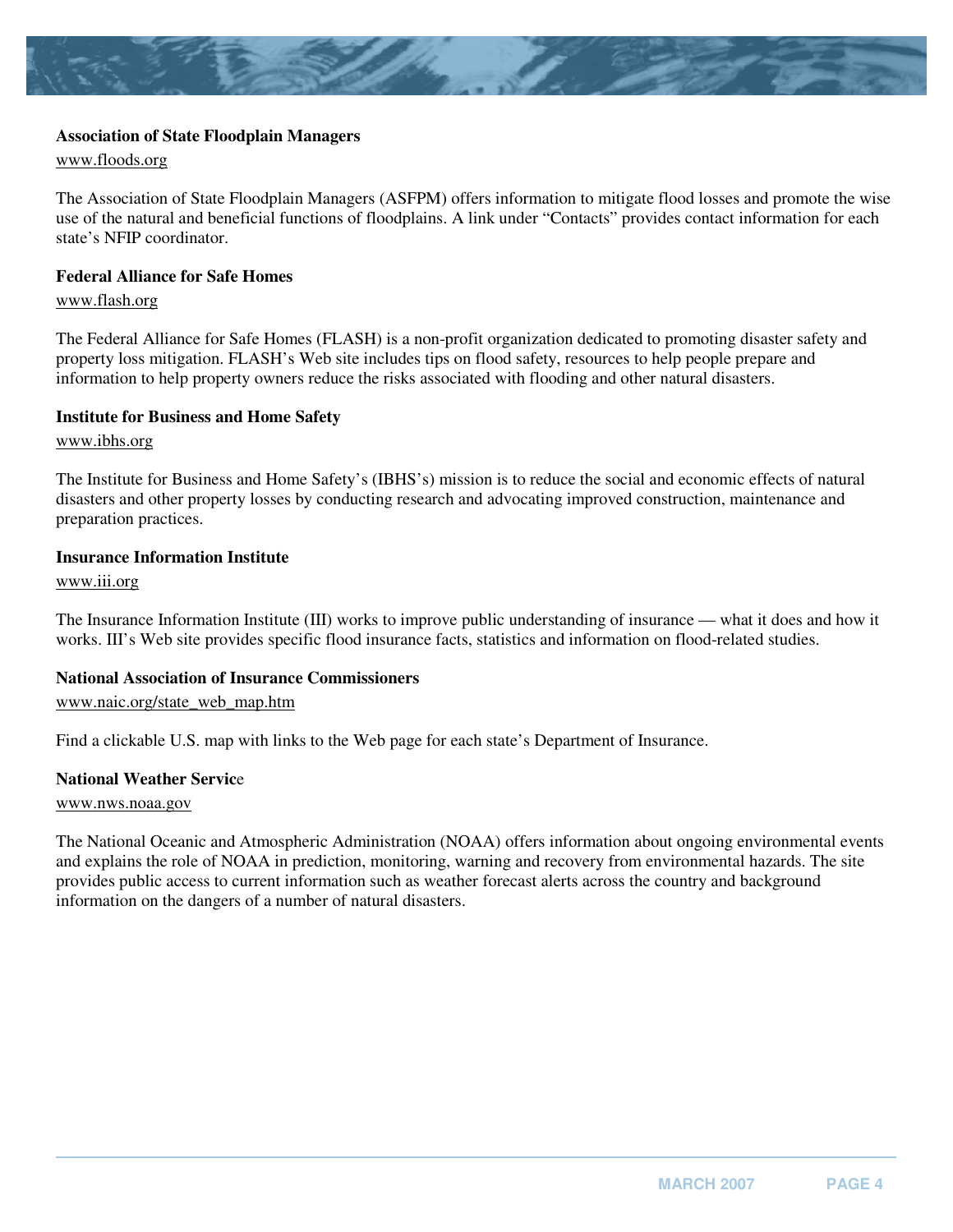**Association of State Floodplain Managers**

www.floods.org

The Association of State Floodplain Managers (ASFPM) offers information to mitigate flood losses and promote the wise use of the natural and beneficial functions of floodplains. A link under “Contacts” provides contact information for each state’s NFIP coordinator.

**Federal Alliance for Safe Homes**

www.flash.org

The Federal Alliance for Safe Homes (FLASH) is a non-profit organization dedicated to promoting disaster safety and property loss mitigation. FLASH’s Web site includes tips on flood safety, resources to help people prepare and information to help property owners reduce the risks associated with flooding and other natural disasters.

**Institute for Business and Home Safety**

www.ibhs.org

The Institute for Business and Home Safety’s (IBHS’s) mission is to reduce the social and economic effects of natural disasters and other property losses by conducting research and advocating improved construction, maintenance and preparation practices.

**Insurance Information Institute**

www.iii.org

The Insurance Information Institute (III) works to improve public understanding of insurance — what it does and how it works. III’s Web site provides specific flood insurance facts, statistics and information on flood-related studies.

**National Association of Insurance Commissioners**

www.naic.org/state_web_map.htm

Find a clickable U.S. map with links to the Web page for each state’s Department of Insurance.

**National Weather Service**

www.nws.noaa.gov

The National Oceanic and Atmospheric Administration (NOAA) offers information about ongoing environmental events and explains the role of NOAA in prediction, monitoring, warning and recovery from environmental hazards. The site provides public access to current information such as weather forecast alerts across the country and background information on the dangers of a number of natural disasters.